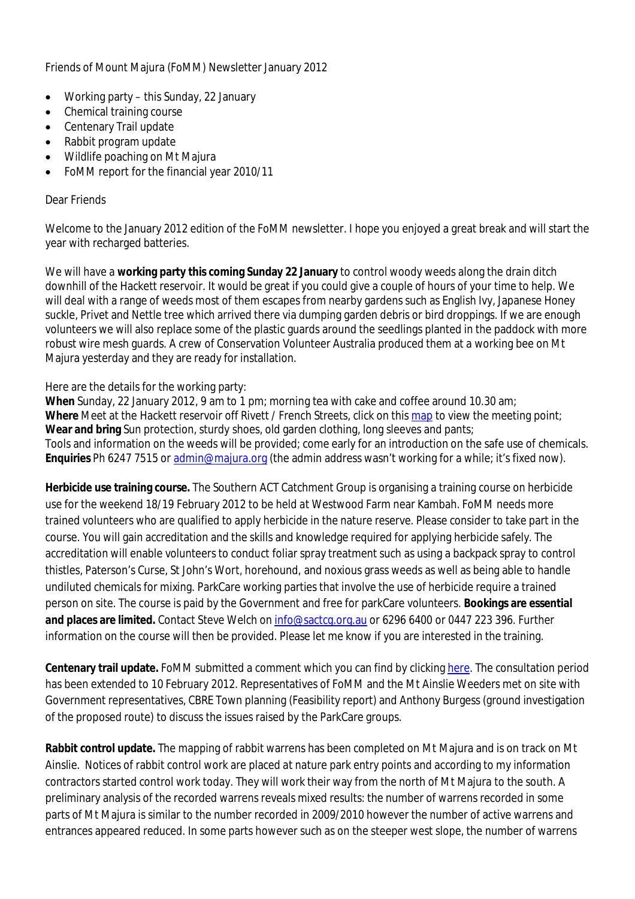Friends of Mount Majura (FoMM) Newsletter January 2012

- Working party – this Sunday, 22 January
- Chemical training course
- Centenary Trail update
- Rabbit program update
- Wildlife poaching on Mt Majura
- FoMM report for the financial year 2010/11

Dear Friends

Welcome to the January 2012 edition of the FoMM newsletter. I hope you enjoyed a great break and will start the year with recharged batteries.

We will have a **working party this coming Sunday 22 January** to control woody weeds along the drain ditch downhill of the Hackett reservoir. It would be great if you could give a couple of hours of your time to help. We will deal with a range of weeds most of them escapes from nearby gardens such as English Ivy, Japanese Honey suckle, Privet and Nettle tree which arrived there via dumping garden debris or bird droppings. If we are enough volunteers we will also replace some of the plastic guards around the seedlings planted in the paddock with more robust wire mesh guards. A crew of Conservation Volunteer Australia produced them at a working bee on Mt Majura yesterday and they are ready for installation.

Here are the details for the working party:
**When** Sunday, 22 January 2012, 9 am to 1 pm; morning tea with cake and coffee around 10.30 am;
**Where** Meet at the Hackett reservoir off Rivett / French Streets, click on this map to view the meeting point;
**Wear and bring** Sun protection, sturdy shoes, old garden clothing, long sleeves and pants;
Tools and information on the weeds will be provided; come early for an introduction on the safe use of chemicals.
**Enquiries** Ph 6247 7515 or admin@majura.org (the admin address wasn't working for a while; it's fixed now).

**Herbicide use training course.** The Southern ACT Catchment Group is organising a training course on herbicide use for the weekend 18/19 February 2012 to be held at Westwood Farm near Kambah. FoMM needs more trained volunteers who are qualified to apply herbicide in the nature reserve. Please consider to take part in the course. You will gain accreditation and the skills and knowledge required for applying herbicide safely. The accreditation will enable volunteers to conduct foliar spray treatment such as using a backpack spray to control thistles, Paterson's Curse, St John's Wort, horehound, and noxious grass weeds as well as being able to handle undiluted chemicals for mixing. ParkCare working parties that involve the use of herbicide require a trained person on site. The course is paid by the Government and free for parkCare volunteers. **Bookings are essential and places are limited.** Contact Steve Welch on info@sactcg.org.au or 6296 6400 or 0447 223 396. Further information on the course will then be provided. Please let me know if you are interested in the training.

**Centenary trail update.** FoMM submitted a comment which you can find by clicking here. The consultation period has been extended to 10 February 2012. Representatives of FoMM and the Mt Ainslie Weeders met on site with Government representatives, CBRE Town planning (Feasibility report) and Anthony Burgess (ground investigation of the proposed route) to discuss the issues raised by the ParkCare groups.

**Rabbit control update.** The mapping of rabbit warrens has been completed on Mt Majura and is on track on Mt Ainslie. Notices of rabbit control work are placed at nature park entry points and according to my information contractors started control work today. They will work their way from the north of Mt Majura to the south. A preliminary analysis of the recorded warrens reveals mixed results: the number of warrens recorded in some parts of Mt Majura is similar to the number recorded in 2009/2010 however the number of active warrens and entrances appeared reduced. In some parts however such as on the steeper west slope, the number of warrens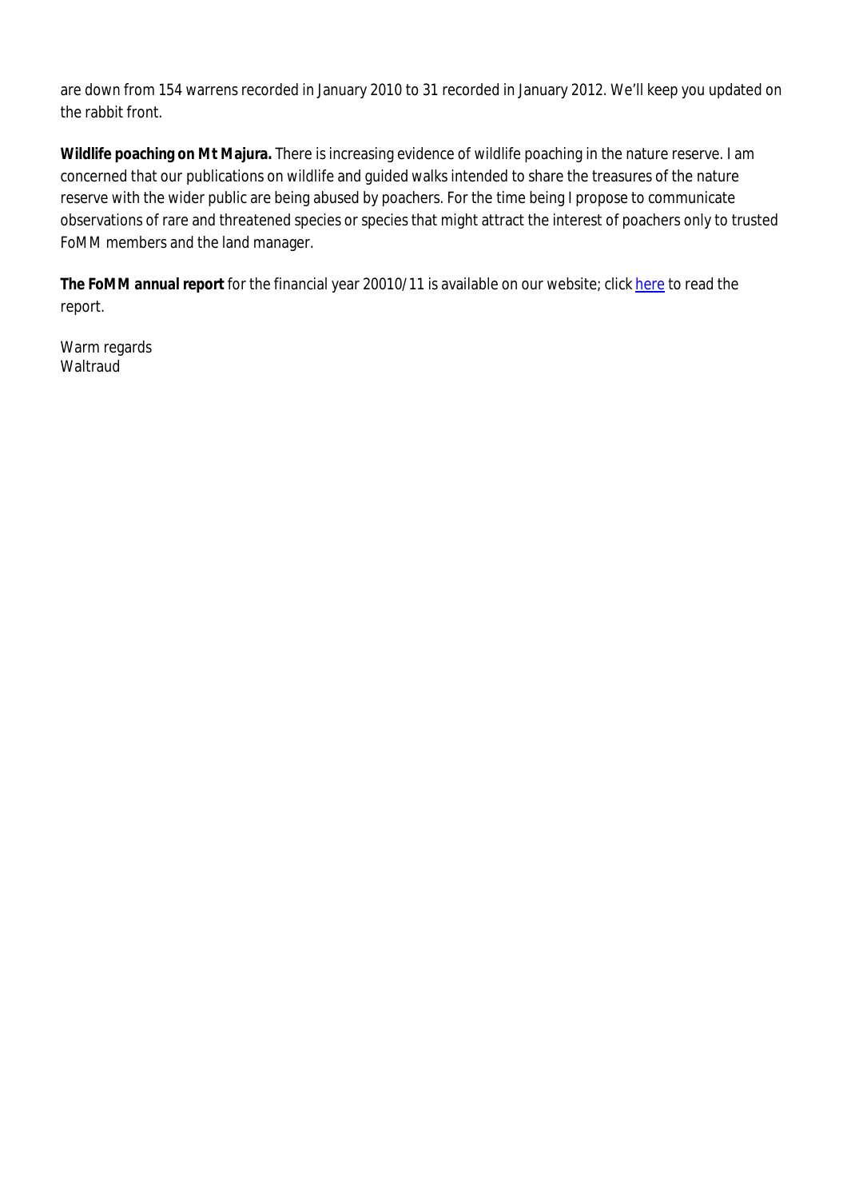are down from 154 warrens recorded in January 2010 to 31 recorded in January 2012. We'll keep you updated on the rabbit front.

**Wildlife poaching on Mt Majura.** There is increasing evidence of wildlife poaching in the nature reserve. I am concerned that our publications on wildlife and guided walks intended to share the treasures of the nature reserve with the wider public are being abused by poachers. For the time being I propose to communicate observations of rare and threatened species or species that might attract the interest of poachers only to trusted FoMM members and the land manager.

**The FoMM annual report** for the financial year 20010/11 is available on our website; click here to read the report.

Warm regards
Waltraud